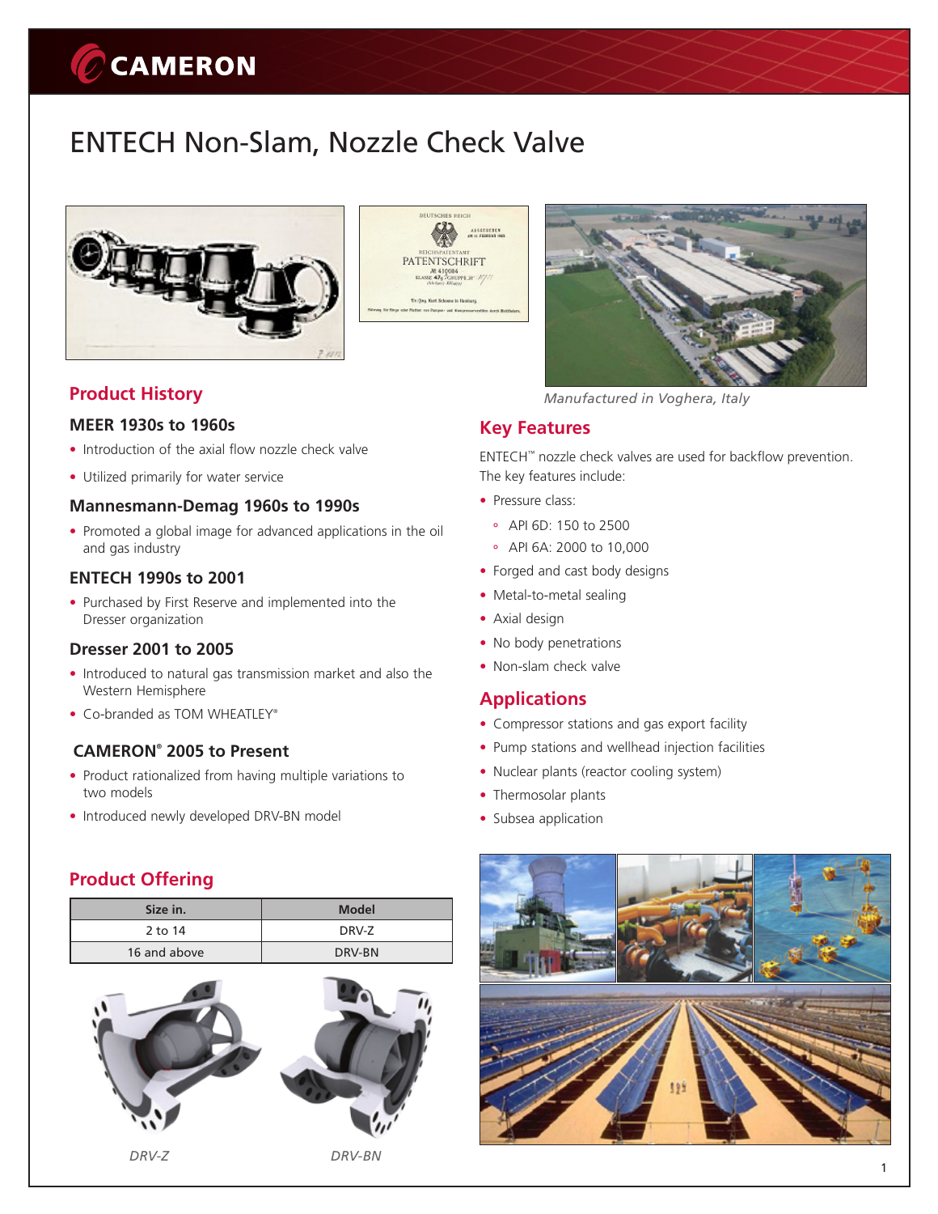# ENTECH Non-Slam, Nozzle Check Valve

*Manufactured in Voghera, Italy*

## Product History

### MEER 1930s to 1960s

- Introduction of the axial flow nozzle check valve
- Utilized primarily for water service

### Mannesmann-Demag 1960s to 1990s

- Promoted a global image for advanced applications in the oil and gas industry

### ENTECH 1990s to 2001

- Purchased by First Reserve and implemented into the Dresser organization

### Dresser 2001 to 2005

- Introduced to natural gas transmission market and also the Western Hemisphere
- Co-branded as TOM WHEATLEY®

### CAMERON® 2005 to Present

- Product rationalized from having multiple variations to two models
- Introduced newly developed DRV-BN model

## Key Features

ENTECH™ nozzle check valves are used for backflow prevention. The key features include:

- Pressure class:
  - API 6D: 150 to 2500
  - API 6A: 2000 to 10,000
- Forged and cast body designs
- Metal-to-metal sealing
- Axial design
- No body penetrations
- Non-slam check valve

## Applications

- Compressor stations and gas export facility
- Pump stations and wellhead injection facilities
- Nuclear plants (reactor cooling system)
- Thermosolar plants
- Subsea application

## Product Offering

| Size in. | Model |
|---|---|
| 2 to 14 | DRV-Z |
| 16 and above | DRV-BN |

*DRV-Z*

*DRV-BN*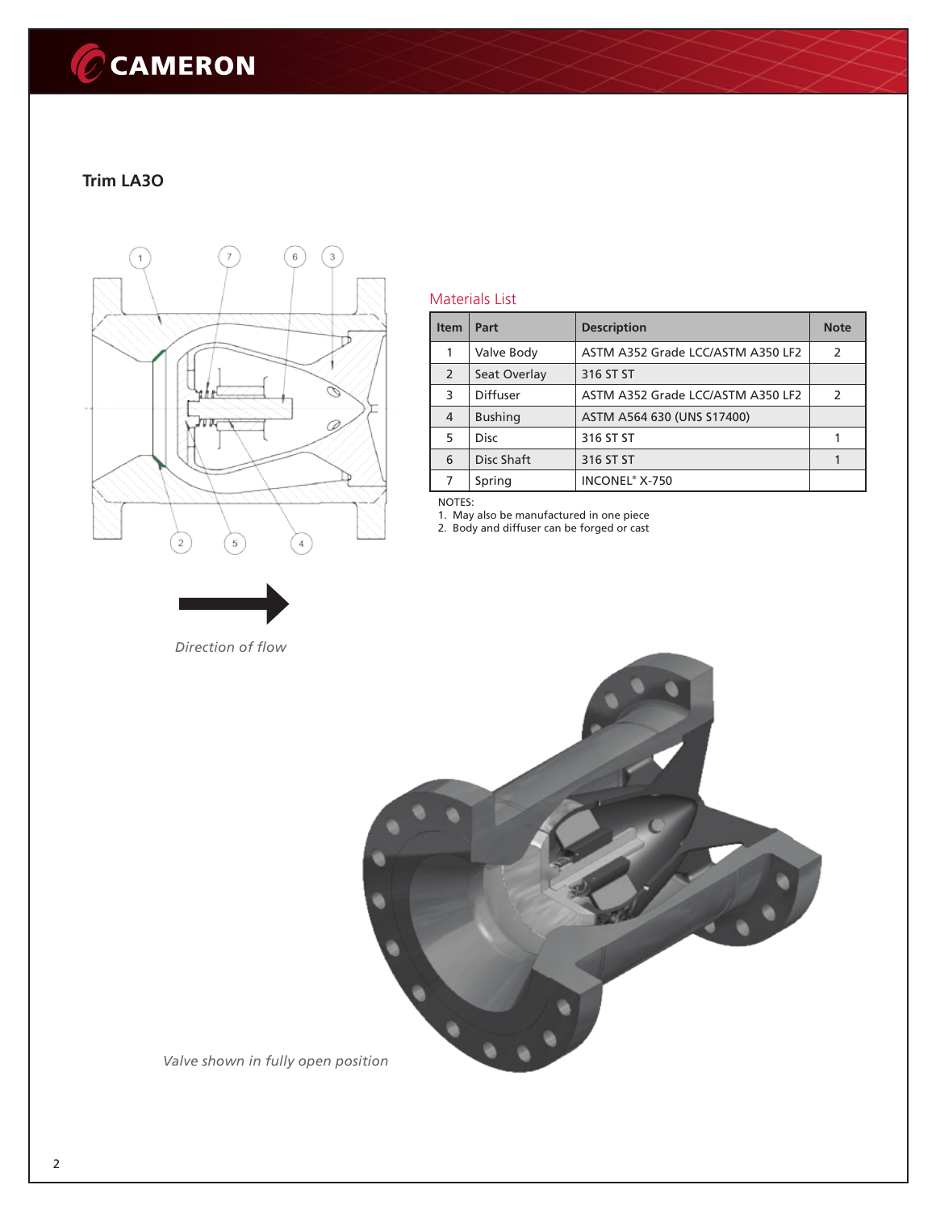## Trim LA3O

### Materials List

| Item | Part | Description | Note |
|---|---|---|---|
| 1 | Valve Body | ASTM A352 Grade LCC/ASTM A350 LF2 | 2 |
| 2 | Seat Overlay | 316 ST ST | |
| 3 | Diffuser | ASTM A352 Grade LCC/ASTM A350 LF2 | 2 |
| 4 | Bushing | ASTM A564 630 (UNS S17400) | |
| 5 | Disc | 316 ST ST | 1 |
| 6 | Disc Shaft | 316 ST ST | 1 |
| 7 | Spring | INCONEL® X-750 | |

NOTES:
1. May also be manufactured in one piece
2. Body and diffuser can be forged or cast

*Direction of flow*

*Valve shown in fully open position*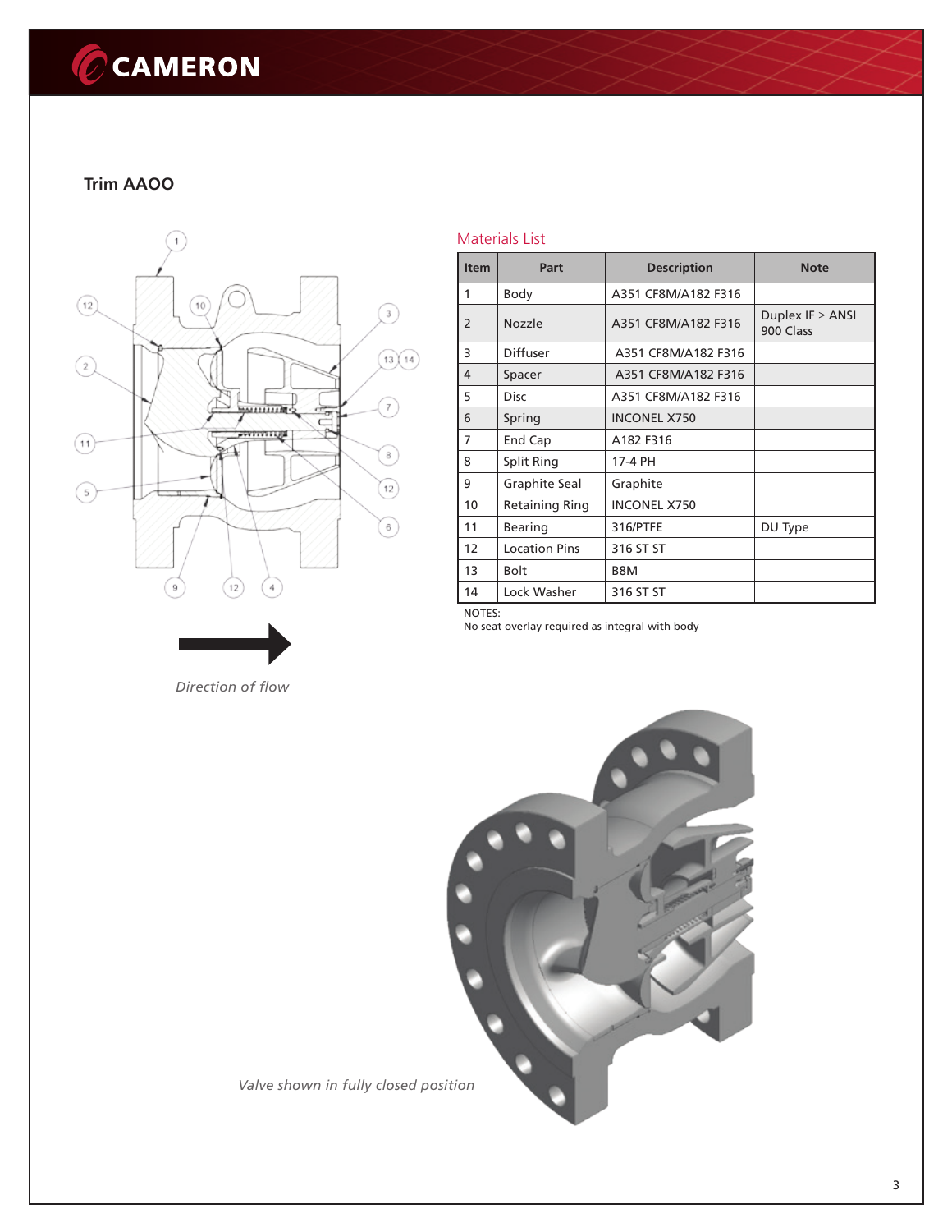## Trim AAOO

Direction of flow

### Materials List

| Item | Part | Description | Note |
|---|---|---|---|
| 1 | Body | A351 CF8M/A182 F316 | |
| 2 | Nozzle | A351 CF8M/A182 F316 | Duplex IF ≥ ANSI 900 Class |
| 3 | Diffuser | A351 CF8M/A182 F316 | |
| 4 | Spacer | A351 CF8M/A182 F316 | |
| 5 | Disc | A351 CF8M/A182 F316 | |
| 6 | Spring | INCONEL X750 | |
| 7 | End Cap | A182 F316 | |
| 8 | Split Ring | 17-4 PH | |
| 9 | Graphite Seal | Graphite | |
| 10 | Retaining Ring | INCONEL X750 | |
| 11 | Bearing | 316/PTFE | DU Type |
| 12 | Location Pins | 316 ST ST | |
| 13 | Bolt | B8M | |
| 14 | Lock Washer | 316 ST ST | |

NOTES:
No seat overlay required as integral with body

*Valve shown in fully closed position*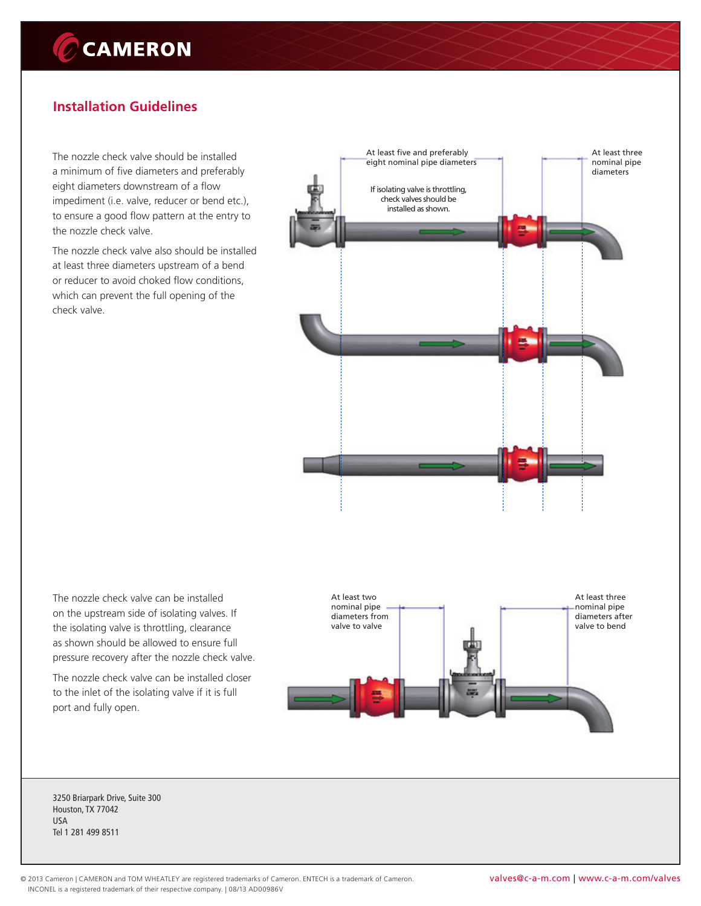## Installation Guidelines

The nozzle check valve should be installed a minimum of five diameters and preferably eight diameters downstream of a flow impediment (i.e. valve, reducer or bend etc.), to ensure a good flow pattern at the entry to the nozzle check valve.

The nozzle check valve also should be installed at least three diameters upstream of a bend or reducer to avoid choked flow conditions, which can prevent the full opening of the check valve.

At least five and preferably eight nominal pipe diameters

At least three nominal pipe diameters

If isolating valve is throttling, check valves should be installed as shown.

The nozzle check valve can be installed on the upstream side of isolating valves. If the isolating valve is throttling, clearance as shown should be allowed to ensure full pressure recovery after the nozzle check valve.

The nozzle check valve can be installed closer to the inlet of the isolating valve if it is full port and fully open.

At least two nominal pipe diameters from valve to valve

At least three nominal pipe diameters after valve to bend

3250 Briarpark Drive, Suite 300
Houston, TX 77042
USA
Tel 1 281 499 8511

© 2013 Cameron | CAMERON and TOM WHEATLEY are registered trademarks of Cameron. ENTECH is a trademark of Cameron. INCONEL is a registered trademark of their respective company. | 08/13 AD00986V

valves@c-a-m.com | www.c-a-m.com/valves